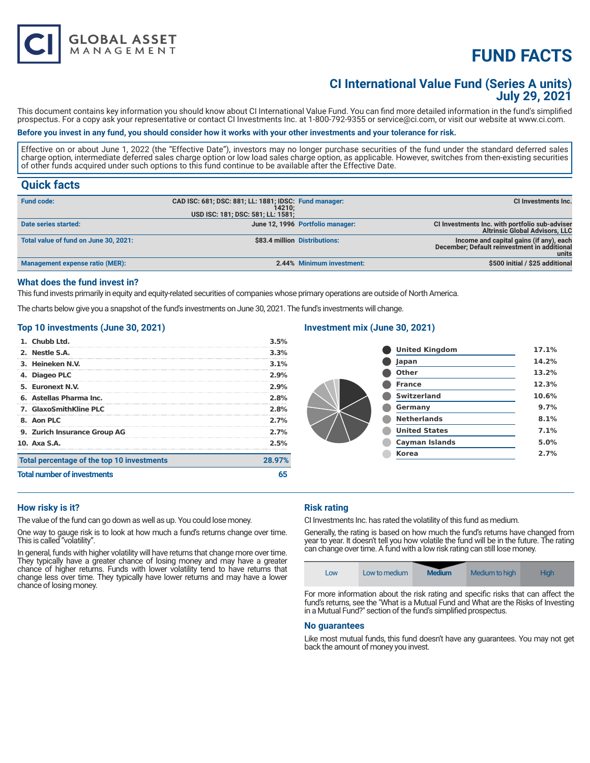# FUND FACTS

## CI International Value Fund (Series A units)
## July 29, 2021

This document contains key information you should know about CI International Value Fund. You can find more detailed information in the fund's simplified prospectus. For a copy ask your representative or contact CI Investments Inc. at 1-800-792-9355 or service@ci.com, or visit our website at www.ci.com.

**Before you invest in any fund, you should consider how it works with your other investments and your tolerance for risk.**

Effective on or about June 1, 2022 (the "Effective Date"), investors may no longer purchase securities of the fund under the standard deferred sales charge option, intermediate deferred sales charge option or low load sales charge option, as applicable. However, switches from then-existing securities of other funds acquired under such options to this fund continue to be available after the Effective Date.

## Quick facts

| | | | |
|---|---|---|---|
| **Fund code:** | **CAD ISC: 681; DSC: 881; LL: 1881; IDSC: 14210; USD ISC: 181; DSC: 581; LL: 1581;** | **Fund manager:** | **CI Investments Inc.** |
| **Date series started:** | **June 12, 1996** | **Portfolio manager:** | **CI Investments Inc. with portfolio sub-adviser Altrinsic Global Advisors, LLC** |
| **Total value of fund on June 30, 2021:** | **$83.4 million** | **Distributions:** | **Income and capital gains (if any), each December; Default reinvestment in additional units** |
| **Management expense ratio (MER):** | **2.44%** | **Minimum investment:** | **$500 initial / $25 additional** |

### What does the fund invest in?

This fund invests primarily in equity and equity-related securities of companies whose primary operations are outside of North America.

The charts below give you a snapshot of the fund's investments on June 30, 2021. The fund's investments will change.

### Top 10 investments (June 30, 2021)

| | |
|---|---|
| 1. Chubb Ltd. | 3.5% |
| 2. Nestle S.A. | 3.3% |
| 3. Heineken N.V. | 3.1% |
| 4. Diageo PLC | 2.9% |
| 5. Euronext N.V. | 2.9% |
| 6. Astellas Pharma Inc. | 2.8% |
| 7. GlaxoSmithKline PLC | 2.8% |
| 8. Aon PLC | 2.7% |
| 9. Zurich Insurance Group AG | 2.7% |
| 10. Axa S.A. | 2.5% |
| **Total percentage of the top 10 investments** | **28.97%** |
| **Total number of investments** | **65** |

### Investment mix (June 30, 2021)

| | |
|---|---|
| United Kingdom | 17.1% |
| Japan | 14.2% |
| Other | 13.2% |
| France | 12.3% |
| Switzerland | 10.6% |
| Germany | 9.7% |
| Netherlands | 8.1% |
| United States | 7.1% |
| Cayman Islands | 5.0% |
| Korea | 2.7% |

### How risky is it?

The value of the fund can go down as well as up. You could lose money.

One way to gauge risk is to look at how much a fund's returns change over time. This is called "volatility".

In general, funds with higher volatility will have returns that change more over time. They typically have a greater chance of losing money and may have a greater chance of higher returns. Funds with lower volatility tend to have returns that change less over time. They typically have lower returns and may have a lower chance of losing money.

### Risk rating

CI Investments Inc. has rated the volatility of this fund as medium.

Generally, the rating is based on how much the fund's returns have changed from year to year. It doesn't tell you how volatile the fund will be in the future. The rating can change over time. A fund with a low risk rating can still lose money.

| Low | Low to medium | **Medium** | Medium to high | High |
|---|---|---|---|---|

For more information about the risk rating and specific risks that can affect the fund's returns, see the "What is a Mutual Fund and What are the Risks of Investing in a Mutual Fund?" section of the fund's simplified prospectus.

### No guarantees

Like most mutual funds, this fund doesn't have any guarantees. You may not get back the amount of money you invest.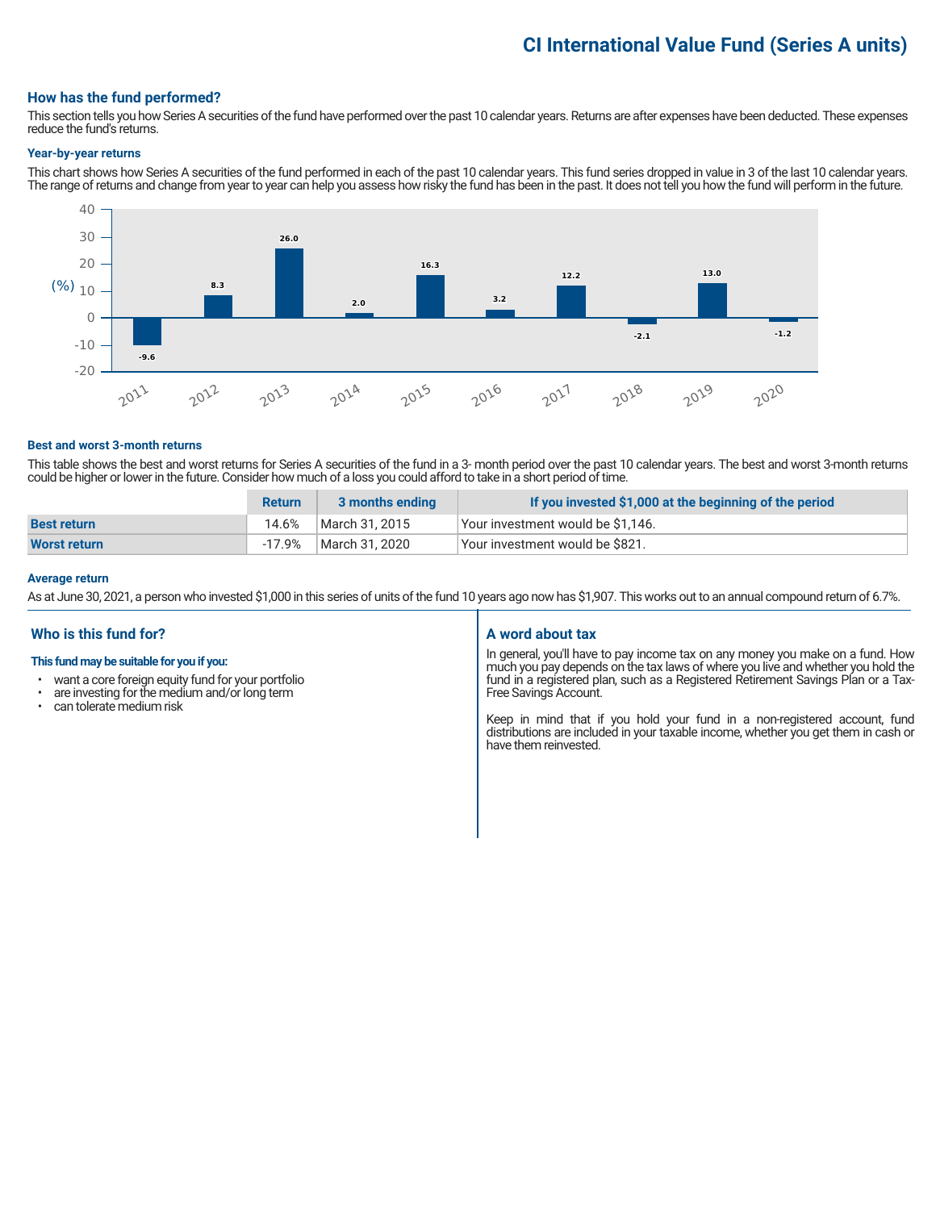# CI International Value Fund (Series A units)

## How has the fund performed?

This section tells you how Series A securities of the fund have performed over the past 10 calendar years. Returns are after expenses have been deducted. These expenses reduce the fund's returns.

### Year-by-year returns

This chart shows how Series A securities of the fund performed in each of the past 10 calendar years. This fund series dropped in value in 3 of the last 10 calendar years. The range of returns and change from year to year can help you assess how risky the fund has been in the past. It does not tell you how the fund will perform in the future.

| Year | 2011 | 2012 | 2013 | 2014 | 2015 | 2016 | 2017 | 2018 | 2019 | 2020 |
|---|---|---|---|---|---|---|---|---|---|---|
| (%) | -9.6 | 8.3 | 26.0 | 2.0 | 16.3 | 3.2 | 12.2 | -2.1 | 13.0 | -1.2 |

### Best and worst 3-month returns

This table shows the best and worst returns for Series A securities of the fund in a 3- month period over the past 10 calendar years. The best and worst 3-month returns could be higher or lower in the future. Consider how much of a loss you could afford to take in a short period of time.

| | Return | 3 months ending | If you invested $1,000 at the beginning of the period |
|---|---|---|---|
| **Best return** | 14.6% | March 31, 2015 | Your investment would be $1,146. |
| **Worst return** | -17.9% | March 31, 2020 | Your investment would be $821. |

### Average return

As at June 30, 2021, a person who invested $1,000 in this series of units of the fund 10 years ago now has $1,907. This works out to an annual compound return of 6.7%.

## Who is this fund for?

**This fund may be suitable for you if you:**

- want a core foreign equity fund for your portfolio
- are investing for the medium and/or long term
- can tolerate medium risk

## A word about tax

In general, you'll have to pay income tax on any money you make on a fund. How much you pay depends on the tax laws of where you live and whether you hold the fund in a registered plan, such as a Registered Retirement Savings Plan or a Tax-Free Savings Account.

Keep in mind that if you hold your fund in a non-registered account, fund distributions are included in your taxable income, whether you get them in cash or have them reinvested.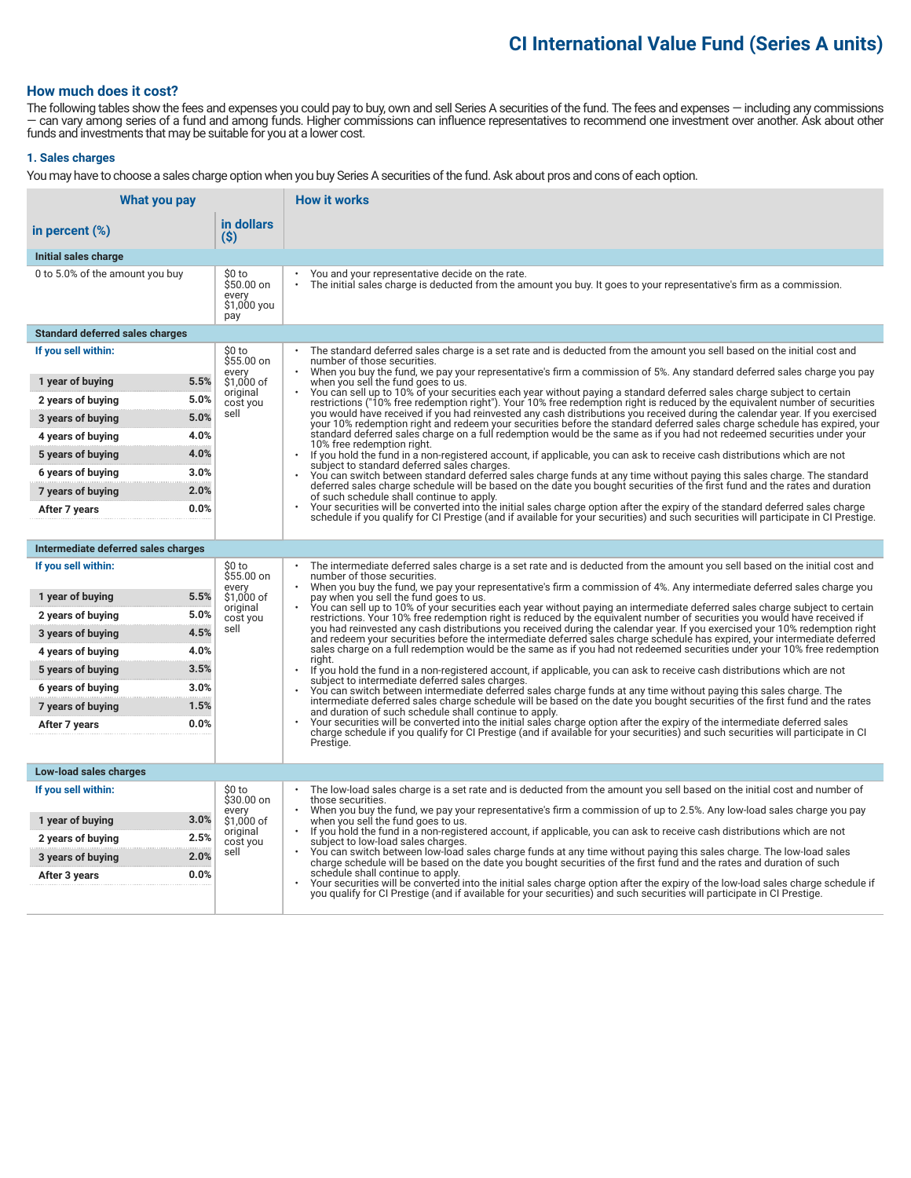# CI International Value Fund (Series A units)

## How much does it cost?

The following tables show the fees and expenses you could pay to buy, own and sell Series A securities of the fund. The fees and expenses — including any commissions — can vary among series of a fund and among funds. Higher commissions can influence representatives to recommend one investment over another. Ask about other funds and investments that may be suitable for you at a lower cost.

### 1. Sales charges

You may have to choose a sales charge option when you buy Series A securities of the fund. Ask about pros and cons of each option.

| What you pay | | | How it works |
|---|---|---|---|
| **in percent (%)** | | **in dollars ($)** | |
| **Initial sales charge** | | | |
| 0 to 5.0% of the amount you buy | | $0 to $50.00 on every $1,000 you pay | • You and your representative decide on the rate.<br>• The initial sales charge is deducted from the amount you buy. It goes to your representative's firm as a commission. |
| **Standard deferred sales charges** | | | |
| **If you sell within:** | | $0 to $55.00 on every $1,000 of original cost you sell | • The standard deferred sales charge is a set rate and is deducted from the amount you sell based on the initial cost and number of those securities.<br>• When you buy the fund, we pay your representative's firm a commission of 5%. Any standard deferred sales charge you pay when you sell the fund goes to us.<br>• You can sell up to 10% of your securities each year without paying a standard deferred sales charge subject to certain restrictions ("10% free redemption right"). Your 10% free redemption right is reduced by the equivalent number of securities you would have received if you had reinvested any cash distributions you received during the calendar year. If you exercised your 10% redemption right and redeem your securities before the standard deferred sales charge schedule has expired, your standard deferred sales charge on a full redemption would be the same as if you had not redeemed securities under your 10% free redemption right.<br>• If you hold the fund in a non-registered account, if applicable, you can ask to receive cash distributions which are not subject to standard deferred sales charges.<br>• You can switch between standard deferred sales charge funds at any time without paying this sales charge. The standard deferred sales charge schedule will be based on the date you bought securities of the first fund and the rates and duration of such schedule shall continue to apply.<br>• Your securities will be converted into the initial sales charge option after the expiry of the standard deferred sales charge schedule if you qualify for CI Prestige (and if available for your securities) and such securities will participate in CI Prestige. |
| **1 year of buying** | **5.5%** | | |
| **2 years of buying** | **5.0%** | | |
| **3 years of buying** | **5.0%** | | |
| **4 years of buying** | **4.0%** | | |
| **5 years of buying** | **4.0%** | | |
| **6 years of buying** | **3.0%** | | |
| **7 years of buying** | **2.0%** | | |
| **After 7 years** | **0.0%** | | |
| **Intermediate deferred sales charges** | | | |
| **If you sell within:** | | $0 to $55.00 on every $1,000 of original cost you sell | • The intermediate deferred sales charge is a set rate and is deducted from the amount you sell based on the initial cost and number of those securities.<br>• When you buy the fund, we pay your representative's firm a commission of 4%. Any intermediate deferred sales charge you pay when you sell the fund goes to us.<br>• You can sell up to 10% of your securities each year without paying an intermediate deferred sales charge subject to certain restrictions. Your 10% free redemption right is reduced by the equivalent number of securities you would have received if you had reinvested any cash distributions you received during the calendar year. If you exercised your 10% redemption right and redeem your securities before the intermediate deferred sales charge schedule has expired, your intermediate deferred sales charge on a full redemption would be the same as if you had not redeemed securities under your 10% free redemption right.<br>• If you hold the fund in a non-registered account, if applicable, you can ask to receive cash distributions which are not subject to intermediate deferred sales charges.<br>• You can switch between intermediate deferred sales charge funds at any time without paying this sales charge. The intermediate deferred sales charge schedule will be based on the date you bought securities of the first fund and the rates and duration of such schedule shall continue to apply.<br>• Your securities will be converted into the initial sales charge option after the expiry of the intermediate deferred sales charge schedule if you qualify for CI Prestige (and if available for your securities) and such securities will participate in CI Prestige. |
| **1 year of buying** | **5.5%** | | |
| **2 years of buying** | **5.0%** | | |
| **3 years of buying** | **4.5%** | | |
| **4 years of buying** | **4.0%** | | |
| **5 years of buying** | **3.5%** | | |
| **6 years of buying** | **3.0%** | | |
| **7 years of buying** | **1.5%** | | |
| **After 7 years** | **0.0%** | | |
| **Low-load sales charges** | | | |
| **If you sell within:** | | $0 to $30.00 on every $1,000 of original cost you sell | • The low-load sales charge is a set rate and is deducted from the amount you sell based on the initial cost and number of those securities.<br>• When you buy the fund, we pay your representative's firm a commission of up to 2.5%. Any low-load sales charge you pay when you sell the fund goes to us.<br>• If you hold the fund in a non-registered account, if applicable, you can ask to receive cash distributions which are not subject to low-load sales charges.<br>• You can switch between low-load sales charge funds at any time without paying this sales charge. The low-load sales charge schedule will be based on the date you bought securities of the first fund and the rates and duration of such schedule shall continue to apply.<br>• Your securities will be converted into the initial sales charge option after the expiry of the low-load sales charge schedule if you qualify for CI Prestige (and if available for your securities) and such securities will participate in CI Prestige. |
| **1 year of buying** | **3.0%** | | |
| **2 years of buying** | **2.5%** | | |
| **3 years of buying** | **2.0%** | | |
| **After 3 years** | **0.0%** | | |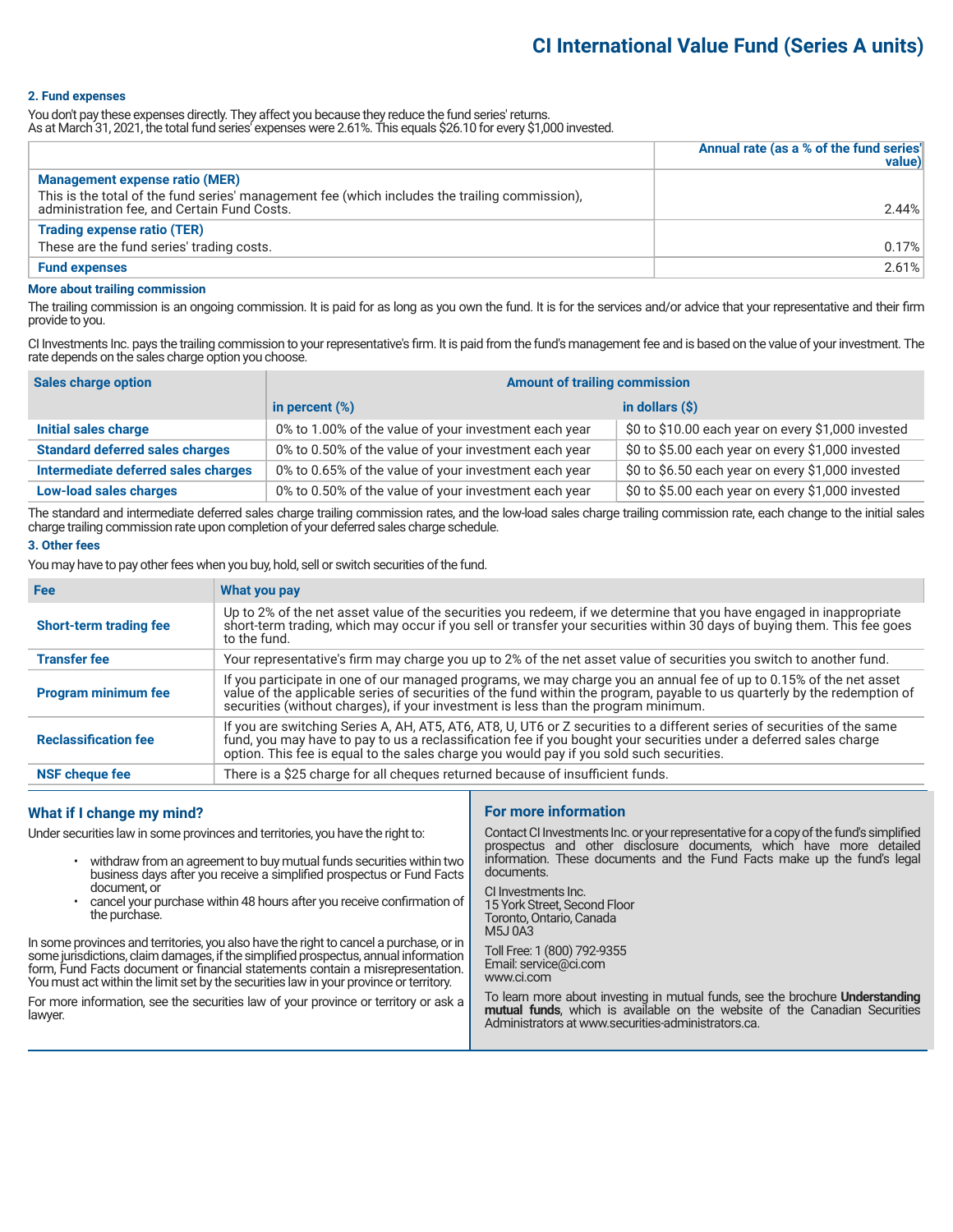## 2. Fund expenses

You don't pay these expenses directly. They affect you because they reduce the fund series' returns.
As at March 31, 2021, the total fund series' expenses were 2.61%. This equals $26.10 for every $1,000 invested.

| | Annual rate (as a % of the fund series' value) |
|---|---|
| **Management expense ratio (MER)**<br>This is the total of the fund series' management fee (which includes the trailing commission), administration fee, and Certain Fund Costs. | 2.44% |
| **Trading expense ratio (TER)**<br>These are the fund series' trading costs. | 0.17% |
| **Fund expenses** | 2.61% |

### More about trailing commission

The trailing commission is an ongoing commission. It is paid for as long as you own the fund. It is for the services and/or advice that your representative and their firm provide to you.

CI Investments Inc. pays the trailing commission to your representative's firm. It is paid from the fund's management fee and is based on the value of your investment. The rate depends on the sales charge option you choose.

| Sales charge option | Amount of trailing commission | |
|---|---|---|
| | in percent (%) | in dollars ($) |
| Initial sales charge | 0% to 1.00% of the value of your investment each year | $0 to $10.00 each year on every $1,000 invested |
| Standard deferred sales charges | 0% to 0.50% of the value of your investment each year | $0 to $5.00 each year on every $1,000 invested |
| Intermediate deferred sales charges | 0% to 0.65% of the value of your investment each year | $0 to $6.50 each year on every $1,000 invested |
| Low-load sales charges | 0% to 0.50% of the value of your investment each year | $0 to $5.00 each year on every $1,000 invested |

The standard and intermediate deferred sales charge trailing commission rates, and the low-load sales charge trailing commission rate, each change to the initial sales charge trailing commission rate upon completion of your deferred sales charge schedule.

## 3. Other fees

You may have to pay other fees when you buy, hold, sell or switch securities of the fund.

| Fee | What you pay |
|---|---|
| Short-term trading fee | Up to 2% of the net asset value of the securities you redeem, if we determine that you have engaged in inappropriate short-term trading, which may occur if you sell or transfer your securities within 30 days of buying them. This fee goes to the fund. |
| Transfer fee | Your representative's firm may charge you up to 2% of the net asset value of securities you switch to another fund. |
| Program minimum fee | If you participate in one of our managed programs, we may charge you an annual fee of up to 0.15% of the net asset value of the applicable series of securities of the fund within the program, payable to us quarterly by the redemption of securities (without charges), if your investment is less than the program minimum. |
| Reclassification fee | If you are switching Series A, AH, AT5, AT6, AT8, U, UT6 or Z securities to a different series of securities of the same fund, you may have to pay to us a reclassification fee if you bought your securities under a deferred sales charge option. This fee is equal to the sales charge you would pay if you sold such securities. |
| NSF cheque fee | There is a $25 charge for all cheques returned because of insufficient funds. |

## What if I change my mind?

Under securities law in some provinces and territories, you have the right to:

- withdraw from an agreement to buy mutual funds securities within two business days after you receive a simplified prospectus or Fund Facts document, or
- cancel your purchase within 48 hours after you receive confirmation of the purchase.

In some provinces and territories, you also have the right to cancel a purchase, or in some jurisdictions, claim damages, if the simplified prospectus, annual information form, Fund Facts document or financial statements contain a misrepresentation. You must act within the limit set by the securities law in your province or territory.

For more information, see the securities law of your province or territory or ask a lawyer.

## For more information

Contact CI Investments Inc. or your representative for a copy of the fund's simplified prospectus and other disclosure documents, which have more detailed information. These documents and the Fund Facts make up the fund's legal documents.

CI Investments Inc.
15 York Street, Second Floor
Toronto, Ontario, Canada
M5J 0A3

Toll Free: 1 (800) 792-9355
Email: service@ci.com
www.ci.com

To learn more about investing in mutual funds, see the brochure **Understanding mutual funds**, which is available on the website of the Canadian Securities Administrators at www.securities-administrators.ca.